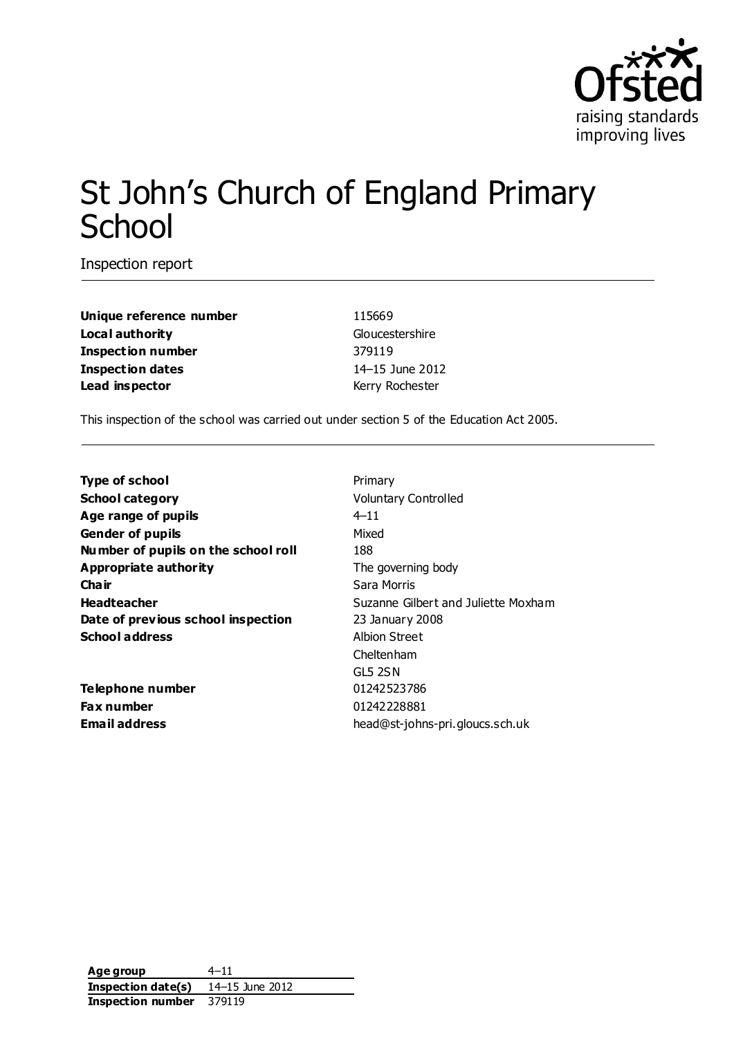# St John's Church of England Primary School

Inspection report

| | |
|---|---|
| **Unique reference number** | 115669 |
| **Local authority** | Gloucestershire |
| **Inspection number** | 379119 |
| **Inspection dates** | 14–15 June 2012 |
| **Lead inspector** | Kerry Rochester |

This inspection of the school was carried out under section 5 of the Education Act 2005.

| | |
|---|---|
| **Type of school** | Primary |
| **School category** | Voluntary Controlled |
| **Age range of pupils** | 4–11 |
| **Gender of pupils** | Mixed |
| **Number of pupils on the school roll** | 188 |
| **Appropriate authority** | The governing body |
| **Chair** | Sara Morris |
| **Headteacher** | Suzanne Gilbert and Juliette Moxham |
| **Date of previous school inspection** | 23 January 2008 |
| **School address** | Albion Street<br>Cheltenham<br>GL5 2SN |
| **Telephone number** | 01242523786 |
| **Fax number** | 01242228881 |
| **Email address** | head@st-johns-pri.gloucs.sch.uk |

| | |
|---|---|
| **Age group** | 4–11 |
| **Inspection date(s)** | 14–15 June 2012 |
| **Inspection number** | 379119 |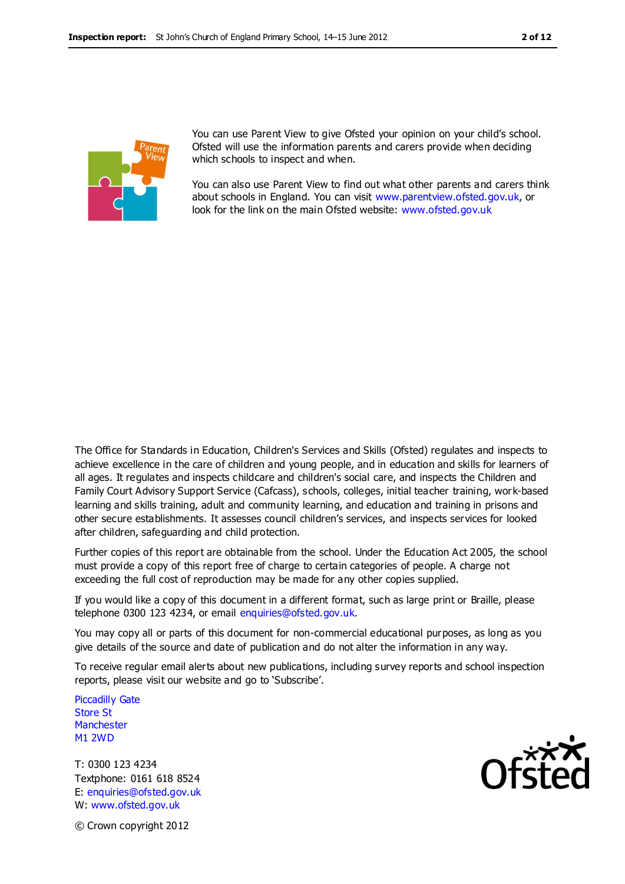You can use Parent View to give Ofsted your opinion on your child's school. Ofsted will use the information parents and carers provide when deciding which schools to inspect and when.

You can also use Parent View to find out what other parents and carers think about schools in England. You can visit www.parentview.ofsted.gov.uk, or look for the link on the main Ofsted website: www.ofsted.gov.uk

The Office for Standards in Education, Children's Services and Skills (Ofsted) regulates and inspects to achieve excellence in the care of children and young people, and in education and skills for learners of all ages. It regulates and inspects childcare and children's social care, and inspects the Children and Family Court Advisory Support Service (Cafcass), schools, colleges, initial teacher training, work-based learning and skills training, adult and community learning, and education and training in prisons and other secure establishments. It assesses council children's services, and inspects services for looked after children, safeguarding and child protection.

Further copies of this report are obtainable from the school. Under the Education Act 2005, the school must provide a copy of this report free of charge to certain categories of people. A charge not exceeding the full cost of reproduction may be made for any other copies supplied.

If you would like a copy of this document in a different format, such as large print or Braille, please telephone 0300 123 4234, or email enquiries@ofsted.gov.uk.

You may copy all or parts of this document for non-commercial educational purposes, as long as you give details of the source and date of publication and do not alter the information in any way.

To receive regular email alerts about new publications, including survey reports and school inspection reports, please visit our website and go to 'Subscribe'.

Piccadilly Gate
Store St
Manchester
M1 2WD

T: 0300 123 4234
Textphone: 0161 618 8524
E: enquiries@ofsted.gov.uk
W: www.ofsted.gov.uk

© Crown copyright 2012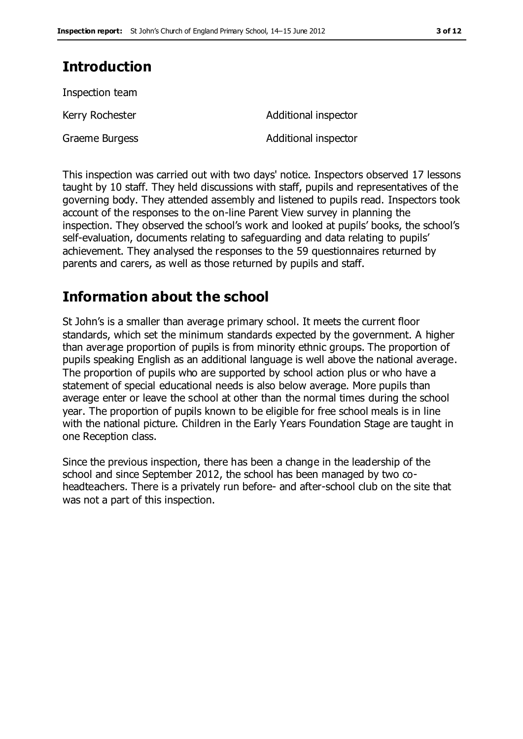## Introduction

Inspection team

| | |
|---|---|
| Kerry Rochester | Additional inspector |
| Graeme Burgess | Additional inspector |

This inspection was carried out with two days' notice. Inspectors observed 17 lessons taught by 10 staff. They held discussions with staff, pupils and representatives of the governing body. They attended assembly and listened to pupils read. Inspectors took account of the responses to the on-line Parent View survey in planning the inspection. They observed the school's work and looked at pupils' books, the school's self-evaluation, documents relating to safeguarding and data relating to pupils' achievement. They analysed the responses to the 59 questionnaires returned by parents and carers, as well as those returned by pupils and staff.

## Information about the school

St John's is a smaller than average primary school. It meets the current floor standards, which set the minimum standards expected by the government. A higher than average proportion of pupils is from minority ethnic groups. The proportion of pupils speaking English as an additional language is well above the national average. The proportion of pupils who are supported by school action plus or who have a statement of special educational needs is also below average. More pupils than average enter or leave the school at other than the normal times during the school year. The proportion of pupils known to be eligible for free school meals is in line with the national picture. Children in the Early Years Foundation Stage are taught in one Reception class.

Since the previous inspection, there has been a change in the leadership of the school and since September 2012, the school has been managed by two co-headteachers. There is a privately run before- and after-school club on the site that was not a part of this inspection.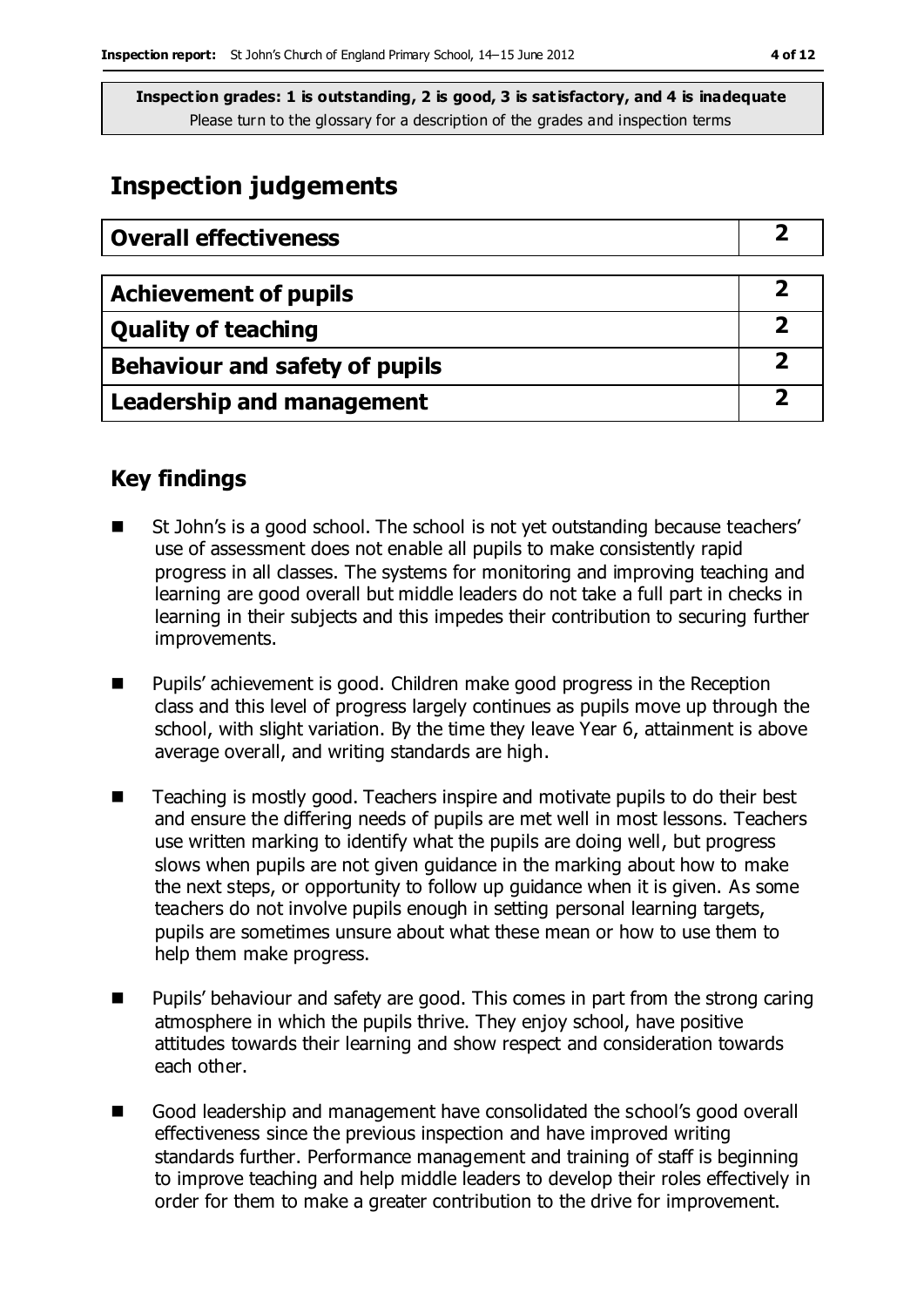**Inspection grades: 1 is outstanding, 2 is good, 3 is satisfactory, and 4 is inadequate**
Please turn to the glossary for a description of the grades and inspection terms

# Inspection judgements

| **Overall effectiveness** | **2** |
|---|---|

| **Achievement of pupils** | **2** |
|---|---|
| **Quality of teaching** | **2** |
| **Behaviour and safety of pupils** | **2** |
| **Leadership and management** | **2** |

## Key findings

- St John's is a good school. The school is not yet outstanding because teachers' use of assessment does not enable all pupils to make consistently rapid progress in all classes. The systems for monitoring and improving teaching and learning are good overall but middle leaders do not take a full part in checks in learning in their subjects and this impedes their contribution to securing further improvements.
- Pupils' achievement is good. Children make good progress in the Reception class and this level of progress largely continues as pupils move up through the school, with slight variation. By the time they leave Year 6, attainment is above average overall, and writing standards are high.
- Teaching is mostly good. Teachers inspire and motivate pupils to do their best and ensure the differing needs of pupils are met well in most lessons. Teachers use written marking to identify what the pupils are doing well, but progress slows when pupils are not given guidance in the marking about how to make the next steps, or opportunity to follow up guidance when it is given. As some teachers do not involve pupils enough in setting personal learning targets, pupils are sometimes unsure about what these mean or how to use them to help them make progress.
- Pupils' behaviour and safety are good. This comes in part from the strong caring atmosphere in which the pupils thrive. They enjoy school, have positive attitudes towards their learning and show respect and consideration towards each other.
- Good leadership and management have consolidated the school's good overall effectiveness since the previous inspection and have improved writing standards further. Performance management and training of staff is beginning to improve teaching and help middle leaders to develop their roles effectively in order for them to make a greater contribution to the drive for improvement.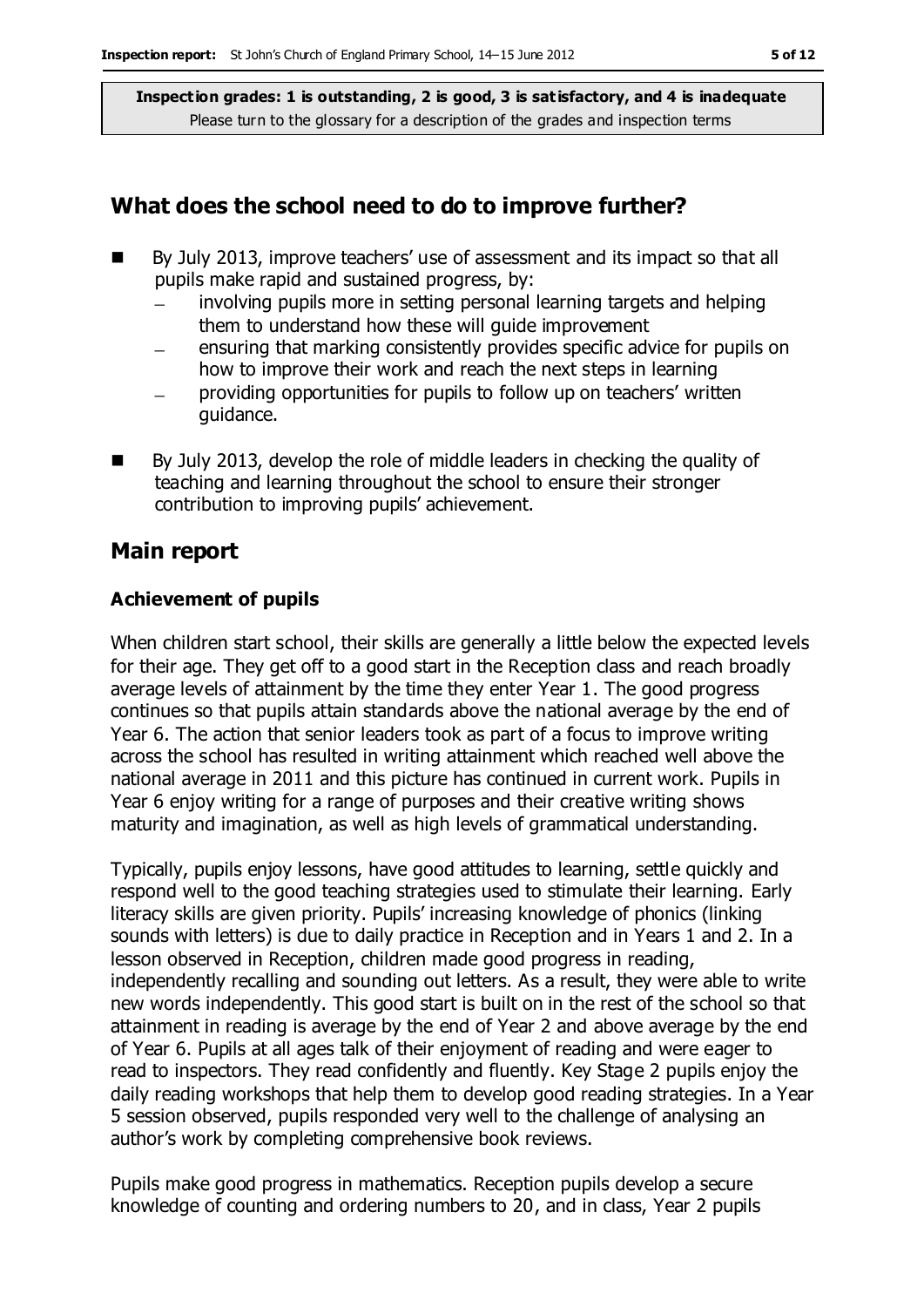**Inspection grades: 1 is outstanding, 2 is good, 3 is satisfactory, and 4 is inadequate**
Please turn to the glossary for a description of the grades and inspection terms

## What does the school need to do to improve further?

- By July 2013, improve teachers' use of assessment and its impact so that all pupils make rapid and sustained progress, by:
  - involving pupils more in setting personal learning targets and helping them to understand how these will guide improvement
  - ensuring that marking consistently provides specific advice for pupils on how to improve their work and reach the next steps in learning
  - providing opportunities for pupils to follow up on teachers' written guidance.
- By July 2013, develop the role of middle leaders in checking the quality of teaching and learning throughout the school to ensure their stronger contribution to improving pupils' achievement.

## Main report

### Achievement of pupils

When children start school, their skills are generally a little below the expected levels for their age. They get off to a good start in the Reception class and reach broadly average levels of attainment by the time they enter Year 1. The good progress continues so that pupils attain standards above the national average by the end of Year 6. The action that senior leaders took as part of a focus to improve writing across the school has resulted in writing attainment which reached well above the national average in 2011 and this picture has continued in current work. Pupils in Year 6 enjoy writing for a range of purposes and their creative writing shows maturity and imagination, as well as high levels of grammatical understanding.

Typically, pupils enjoy lessons, have good attitudes to learning, settle quickly and respond well to the good teaching strategies used to stimulate their learning. Early literacy skills are given priority. Pupils' increasing knowledge of phonics (linking sounds with letters) is due to daily practice in Reception and in Years 1 and 2. In a lesson observed in Reception, children made good progress in reading, independently recalling and sounding out letters. As a result, they were able to write new words independently. This good start is built on in the rest of the school so that attainment in reading is average by the end of Year 2 and above average by the end of Year 6. Pupils at all ages talk of their enjoyment of reading and were eager to read to inspectors. They read confidently and fluently. Key Stage 2 pupils enjoy the daily reading workshops that help them to develop good reading strategies. In a Year 5 session observed, pupils responded very well to the challenge of analysing an author's work by completing comprehensive book reviews.

Pupils make good progress in mathematics. Reception pupils develop a secure knowledge of counting and ordering numbers to 20, and in class, Year 2 pupils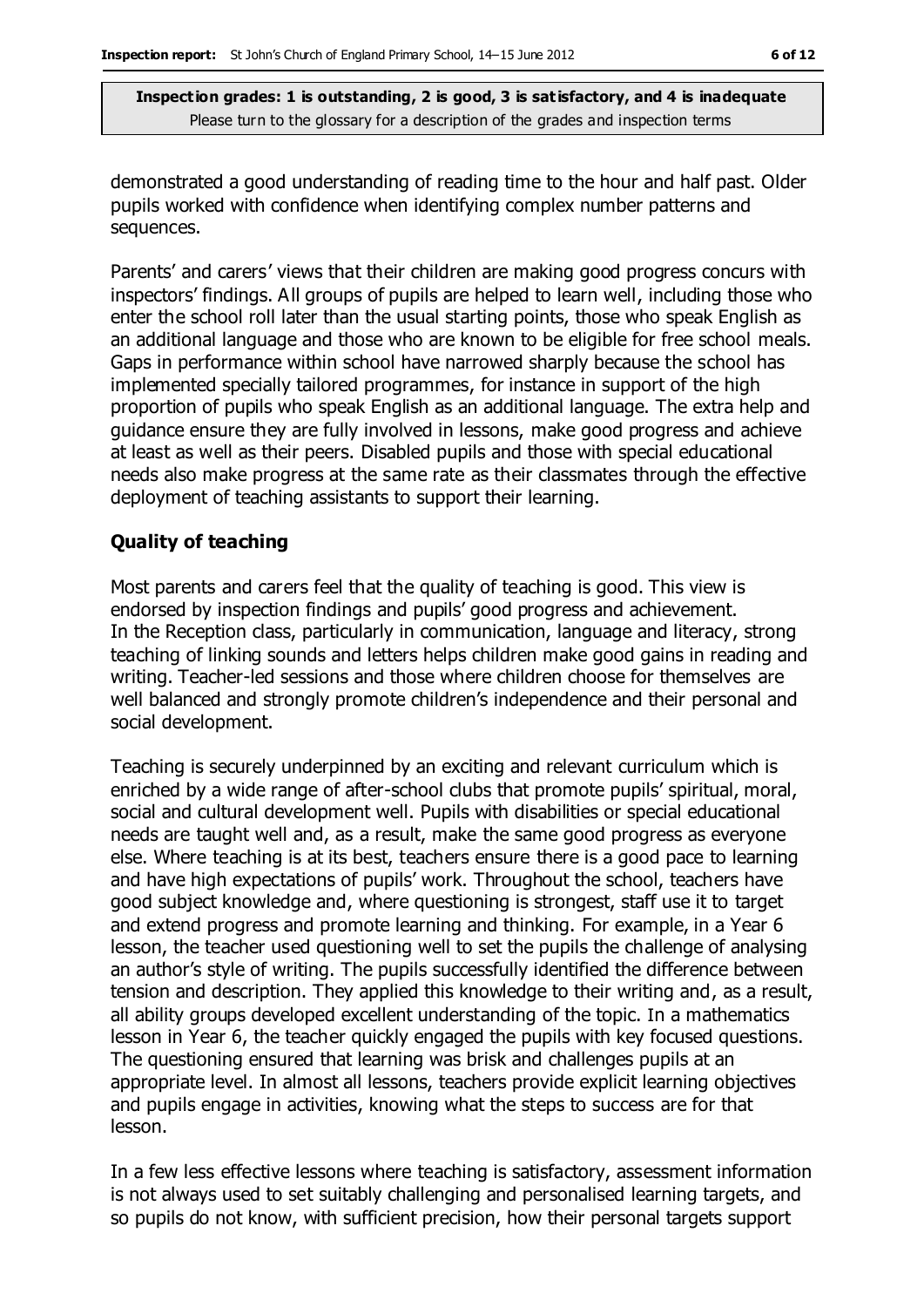demonstrated a good understanding of reading time to the hour and half past. Older pupils worked with confidence when identifying complex number patterns and sequences.

Parents' and carers' views that their children are making good progress concurs with inspectors' findings. All groups of pupils are helped to learn well, including those who enter the school roll later than the usual starting points, those who speak English as an additional language and those who are known to be eligible for free school meals. Gaps in performance within school have narrowed sharply because the school has implemented specially tailored programmes, for instance in support of the high proportion of pupils who speak English as an additional language. The extra help and guidance ensure they are fully involved in lessons, make good progress and achieve at least as well as their peers. Disabled pupils and those with special educational needs also make progress at the same rate as their classmates through the effective deployment of teaching assistants to support their learning.

**Quality of teaching**

Most parents and carers feel that the quality of teaching is good. This view is endorsed by inspection findings and pupils' good progress and achievement. In the Reception class, particularly in communication, language and literacy, strong teaching of linking sounds and letters helps children make good gains in reading and writing. Teacher-led sessions and those where children choose for themselves are well balanced and strongly promote children's independence and their personal and social development.

Teaching is securely underpinned by an exciting and relevant curriculum which is enriched by a wide range of after-school clubs that promote pupils' spiritual, moral, social and cultural development well. Pupils with disabilities or special educational needs are taught well and, as a result, make the same good progress as everyone else. Where teaching is at its best, teachers ensure there is a good pace to learning and have high expectations of pupils' work. Throughout the school, teachers have good subject knowledge and, where questioning is strongest, staff use it to target and extend progress and promote learning and thinking. For example, in a Year 6 lesson, the teacher used questioning well to set the pupils the challenge of analysing an author's style of writing. The pupils successfully identified the difference between tension and description. They applied this knowledge to their writing and, as a result, all ability groups developed excellent understanding of the topic. In a mathematics lesson in Year 6, the teacher quickly engaged the pupils with key focused questions. The questioning ensured that learning was brisk and challenges pupils at an appropriate level. In almost all lessons, teachers provide explicit learning objectives and pupils engage in activities, knowing what the steps to success are for that lesson.

In a few less effective lessons where teaching is satisfactory, assessment information is not always used to set suitably challenging and personalised learning targets, and so pupils do not know, with sufficient precision, how their personal targets support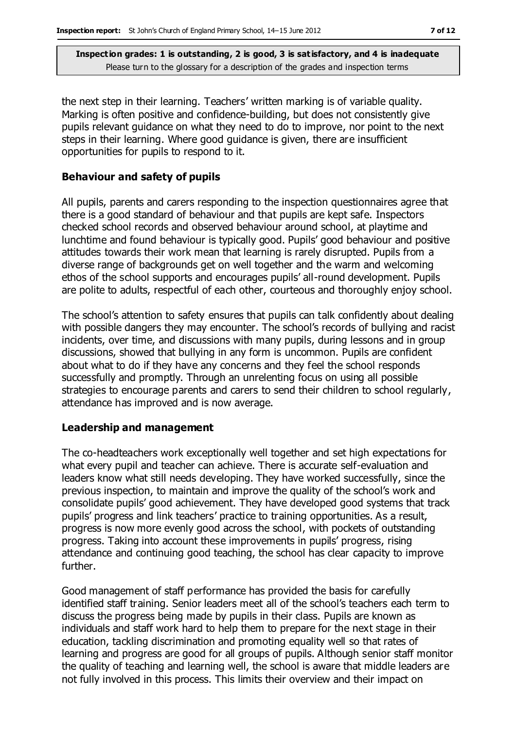the next step in their learning. Teachers' written marking is of variable quality. Marking is often positive and confidence-building, but does not consistently give pupils relevant guidance on what they need to do to improve, nor point to the next steps in their learning. Where good guidance is given, there are insufficient opportunities for pupils to respond to it.

### Behaviour and safety of pupils

All pupils, parents and carers responding to the inspection questionnaires agree that there is a good standard of behaviour and that pupils are kept safe. Inspectors checked school records and observed behaviour around school, at playtime and lunchtime and found behaviour is typically good. Pupils' good behaviour and positive attitudes towards their work mean that learning is rarely disrupted. Pupils from a diverse range of backgrounds get on well together and the warm and welcoming ethos of the school supports and encourages pupils' all-round development. Pupils are polite to adults, respectful of each other, courteous and thoroughly enjoy school.

The school's attention to safety ensures that pupils can talk confidently about dealing with possible dangers they may encounter. The school's records of bullying and racist incidents, over time, and discussions with many pupils, during lessons and in group discussions, showed that bullying in any form is uncommon. Pupils are confident about what to do if they have any concerns and they feel the school responds successfully and promptly. Through an unrelenting focus on using all possible strategies to encourage parents and carers to send their children to school regularly, attendance has improved and is now average.

### Leadership and management

The co-headteachers work exceptionally well together and set high expectations for what every pupil and teacher can achieve. There is accurate self-evaluation and leaders know what still needs developing. They have worked successfully, since the previous inspection, to maintain and improve the quality of the school's work and consolidate pupils' good achievement. They have developed good systems that track pupils' progress and link teachers' practice to training opportunities. As a result, progress is now more evenly good across the school, with pockets of outstanding progress. Taking into account these improvements in pupils' progress, rising attendance and continuing good teaching, the school has clear capacity to improve further.

Good management of staff performance has provided the basis for carefully identified staff training. Senior leaders meet all of the school's teachers each term to discuss the progress being made by pupils in their class. Pupils are known as individuals and staff work hard to help them to prepare for the next stage in their education, tackling discrimination and promoting equality well so that rates of learning and progress are good for all groups of pupils. Although senior staff monitor the quality of teaching and learning well, the school is aware that middle leaders are not fully involved in this process. This limits their overview and their impact on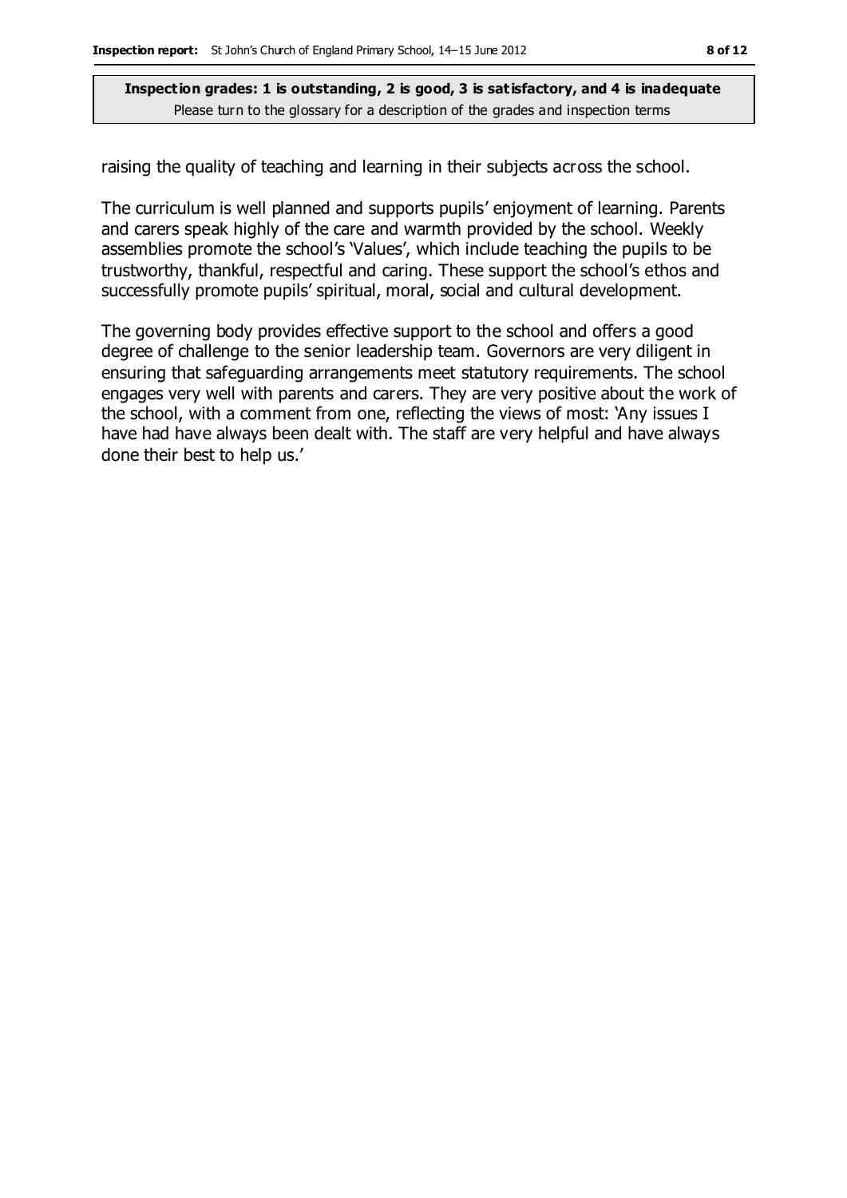raising the quality of teaching and learning in their subjects across the school.

The curriculum is well planned and supports pupils' enjoyment of learning. Parents and carers speak highly of the care and warmth provided by the school. Weekly assemblies promote the school's 'Values', which include teaching the pupils to be trustworthy, thankful, respectful and caring. These support the school's ethos and successfully promote pupils' spiritual, moral, social and cultural development.

The governing body provides effective support to the school and offers a good degree of challenge to the senior leadership team. Governors are very diligent in ensuring that safeguarding arrangements meet statutory requirements. The school engages very well with parents and carers. They are very positive about the work of the school, with a comment from one, reflecting the views of most: 'Any issues I have had have always been dealt with. The staff are very helpful and have always done their best to help us.'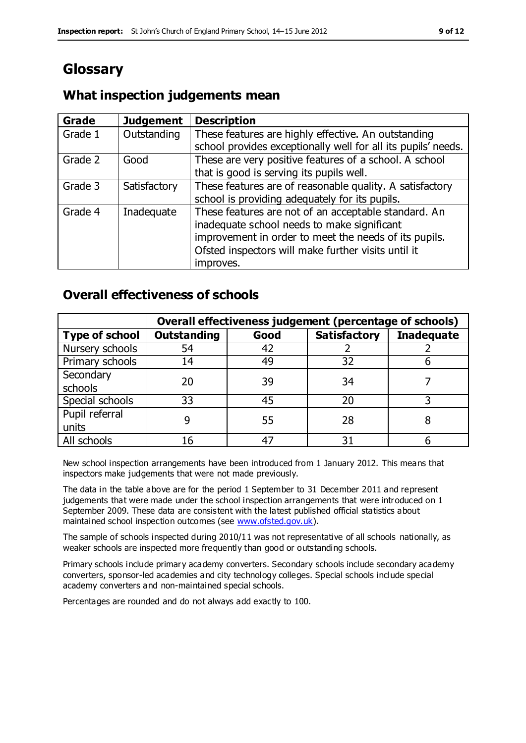# Glossary

## What inspection judgements mean

| Grade | Judgement | Description |
|---|---|---|
| Grade 1 | Outstanding | These features are highly effective. An outstanding school provides exceptionally well for all its pupils' needs. |
| Grade 2 | Good | These are very positive features of a school. A school that is good is serving its pupils well. |
| Grade 3 | Satisfactory | These features are of reasonable quality. A satisfactory school is providing adequately for its pupils. |
| Grade 4 | Inadequate | These features are not of an acceptable standard. An inadequate school needs to make significant improvement in order to meet the needs of its pupils. Ofsted inspectors will make further visits until it improves. |

## Overall effectiveness of schools

| | Overall effectiveness judgement (percentage of schools) | | | |
|---|---|---|---|---|
| **Type of school** | **Outstanding** | **Good** | **Satisfactory** | **Inadequate** |
| Nursery schools | 54 | 42 | 2 | 2 |
| Primary schools | 14 | 49 | 32 | 6 |
| Secondary schools | 20 | 39 | 34 | 7 |
| Special schools | 33 | 45 | 20 | 3 |
| Pupil referral units | 9 | 55 | 28 | 8 |
| All schools | 16 | 47 | 31 | 6 |

New school inspection arrangements have been introduced from 1 January 2012. This means that inspectors make judgements that were not made previously.

The data in the table above are for the period 1 September to 31 December 2011 and represent judgements that were made under the school inspection arrangements that were introduced on 1 September 2009. These data are consistent with the latest published official statistics about maintained school inspection outcomes (see www.ofsted.gov.uk).

The sample of schools inspected during 2010/11 was not representative of all schools nationally, as weaker schools are inspected more frequently than good or outstanding schools.

Primary schools include primary academy converters. Secondary schools include secondary academy converters, sponsor-led academies and city technology colleges. Special schools include special academy converters and non-maintained special schools.

Percentages are rounded and do not always add exactly to 100.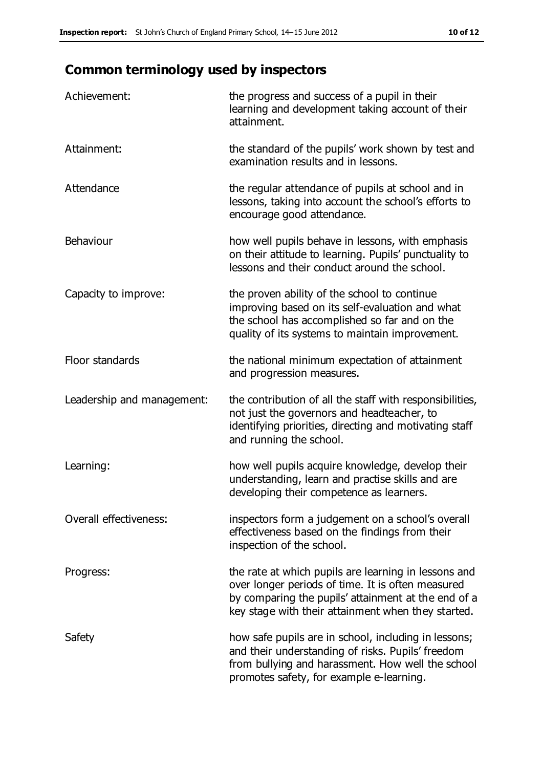## Common terminology used by inspectors

| | |
|---|---|
| Achievement: | the progress and success of a pupil in their learning and development taking account of their attainment. |
| Attainment: | the standard of the pupils' work shown by test and examination results and in lessons. |
| Attendance | the regular attendance of pupils at school and in lessons, taking into account the school's efforts to encourage good attendance. |
| Behaviour | how well pupils behave in lessons, with emphasis on their attitude to learning. Pupils' punctuality to lessons and their conduct around the school. |
| Capacity to improve: | the proven ability of the school to continue improving based on its self-evaluation and what the school has accomplished so far and on the quality of its systems to maintain improvement. |
| Floor standards | the national minimum expectation of attainment and progression measures. |
| Leadership and management: | the contribution of all the staff with responsibilities, not just the governors and headteacher, to identifying priorities, directing and motivating staff and running the school. |
| Learning: | how well pupils acquire knowledge, develop their understanding, learn and practise skills and are developing their competence as learners. |
| Overall effectiveness: | inspectors form a judgement on a school's overall effectiveness based on the findings from their inspection of the school. |
| Progress: | the rate at which pupils are learning in lessons and over longer periods of time. It is often measured by comparing the pupils' attainment at the end of a key stage with their attainment when they started. |
| Safety | how safe pupils are in school, including in lessons; and their understanding of risks. Pupils' freedom from bullying and harassment. How well the school promotes safety, for example e-learning. |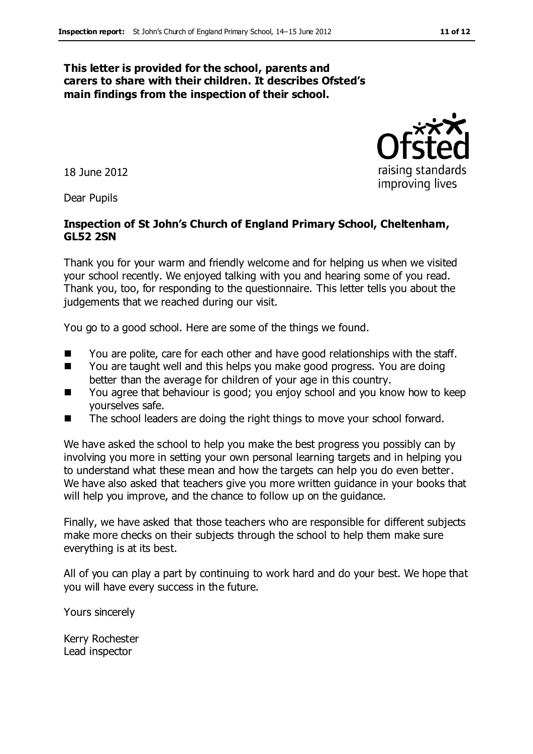**This letter is provided for the school, parents and carers to share with their children. It describes Ofsted's main findings from the inspection of their school.**

18 June 2012

Dear Pupils

**Inspection of St John's Church of England Primary School, Cheltenham, GL52 2SN**

Thank you for your warm and friendly welcome and for helping us when we visited your school recently. We enjoyed talking with you and hearing some of you read. Thank you, too, for responding to the questionnaire. This letter tells you about the judgements that we reached during our visit.

You go to a good school. Here are some of the things we found.

- You are polite, care for each other and have good relationships with the staff.
- You are taught well and this helps you make good progress. You are doing better than the average for children of your age in this country.
- You agree that behaviour is good; you enjoy school and you know how to keep yourselves safe.
- The school leaders are doing the right things to move your school forward.

We have asked the school to help you make the best progress you possibly can by involving you more in setting your own personal learning targets and in helping you to understand what these mean and how the targets can help you do even better. We have also asked that teachers give you more written guidance in your books that will help you improve, and the chance to follow up on the guidance.

Finally, we have asked that those teachers who are responsible for different subjects make more checks on their subjects through the school to help them make sure everything is at its best.

All of you can play a part by continuing to work hard and do your best. We hope that you will have every success in the future.

Yours sincerely

Kerry Rochester
Lead inspector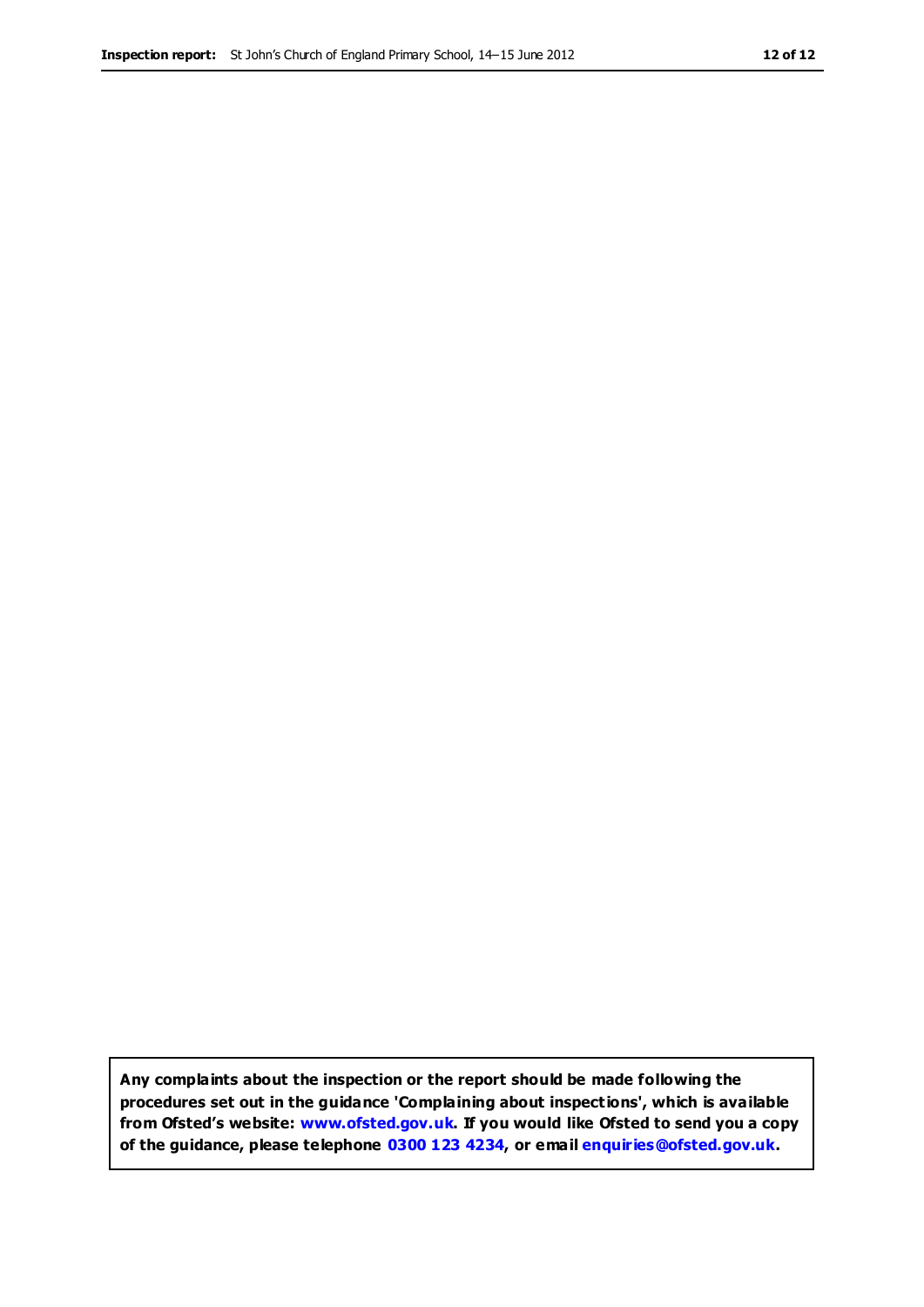**Any complaints about the inspection or the report should be made following the procedures set out in the guidance 'Complaining about inspections', which is available from Ofsted's website: www.ofsted.gov.uk. If you would like Ofsted to send you a copy of the guidance, please telephone 0300 123 4234, or email enquiries@ofsted.gov.uk.**